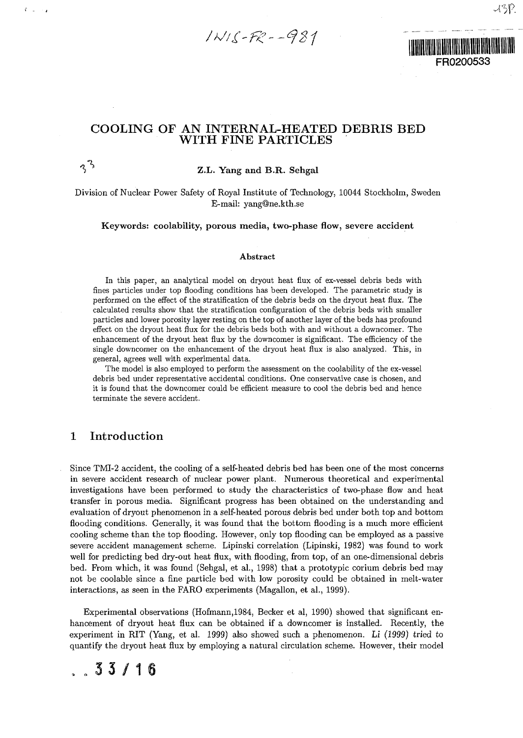INIS-FR--981

FR0200533

# COOLING OF AN INTERNAL-HEATED DEBRIS BED WITH FINE PARTICLES

**Z.L. Yang and B.R. Sehgal**

Division of Nuclear Power Safety of Royal Institute of Technology, 10044 Stockholm, Sweden
E-mail: yang@ne.kth.se

**Keywords: coolability, porous media, two-phase flow, severe accident**

### Abstract

In this paper, an analytical model on dryout heat flux of ex-vessel debris beds with fines particles under top flooding conditions has been developed. The parametric study is performed on the effect of the stratification of the debris beds on the dryout heat flux. The calculated results show that the stratification configuration of the debris beds with smaller particles and lower porosity layer resting on the top of another layer of the beds has profound effect on the dryout heat flux for the debris beds both with and without a downcomer. The enhancement of the dryout heat flux by the downcomer is significant. The efficiency of the single downcomer on the enhancement of the dryout heat flux is also analyzed. This, in general, agrees well with experimental data.

The model is also employed to perform the assessment on the coolability of the ex-vessel debris bed under representative accidental conditions. One conservative case is chosen, and it is found that the downcomer could be efficient measure to cool the debris bed and hence terminate the severe accident.

## 1 Introduction

Since TMI-2 accident, the cooling of a self-heated debris bed has been one of the most concerns in severe accident research of nuclear power plant. Numerous theoretical and experimental investigations have been performed to study the characteristics of two-phase flow and heat transfer in porous media. Significant progress has been obtained on the understanding and evaluation of dryout phenomenon in a self-heated porous debris bed under both top and bottom flooding conditions. Generally, it was found that the bottom flooding is a much more efficient cooling scheme than the top flooding. However, only top flooding can be employed as a passive severe accident management scheme. Lipinski correlation (Lipinski, 1982) was found to work well for predicting bed dry-out heat flux, with flooding, from top, of an one-dimensional debris bed. From which, it was found (Sehgal, et al., 1998) that a prototypic corium debris bed may not be coolable since a fine particle bed with low porosity could be obtained in melt-water interactions, as seen in the FARO experiments (Magallon, et al., 1999).

Experimental observations (Hofmann,1984, Becker et al, 1990) showed that significant enhancement of dryout heat flux can be obtained if a downcomer is installed. Recently, the experiment in RIT (Yang, et al. 1999) also showed such a phenomenon. *Li (1999) tried* to quantify the dryout heat flux by employing a natural circulation scheme. However, their model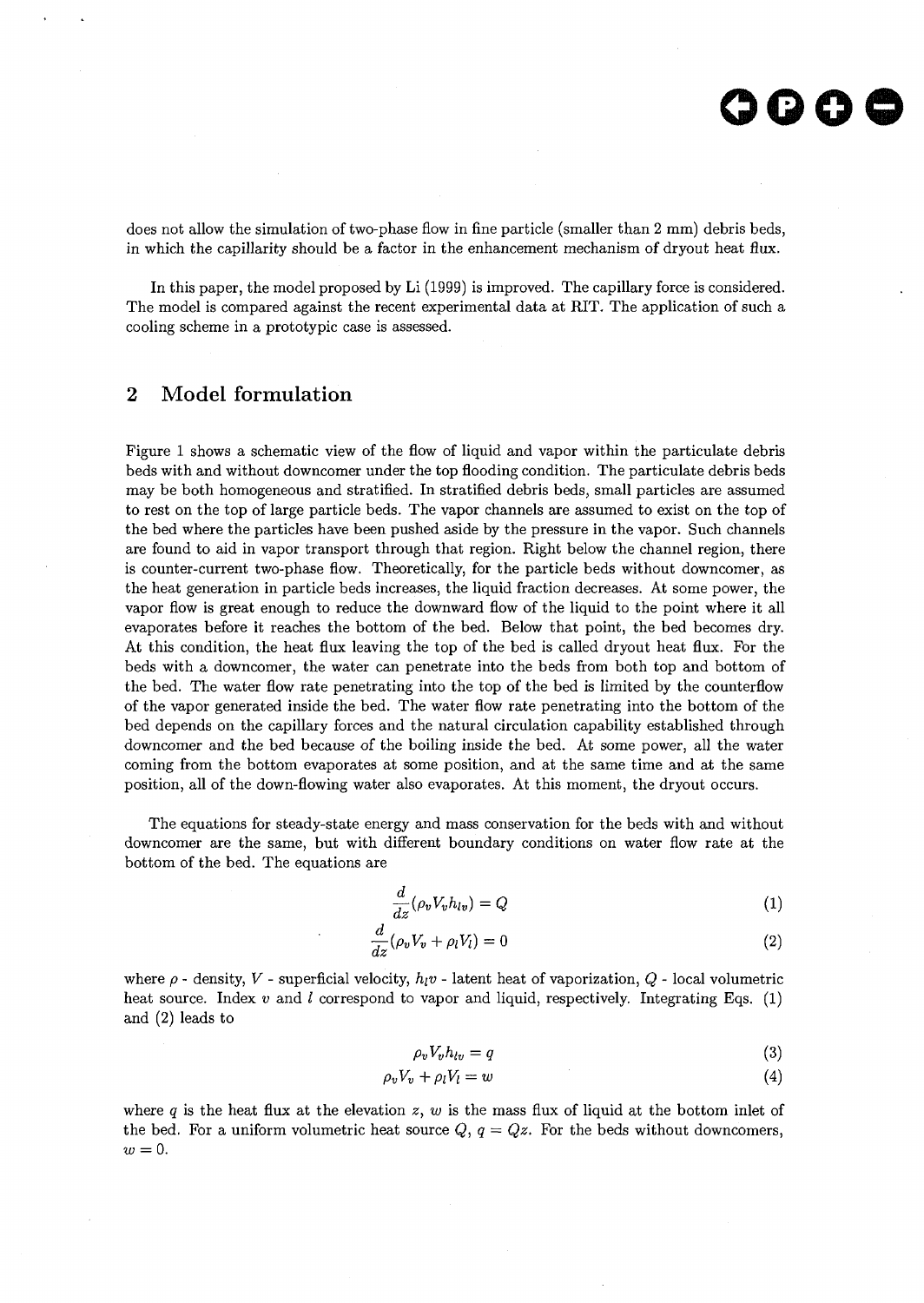does not allow the simulation of two-phase flow in fine particle (smaller than 2 mm) debris beds, in which the capillarity should be a factor in the enhancement mechanism of dryout heat flux.

In this paper, the model proposed by Li (1999) is improved. The capillary force is considered. The model is compared against the recent experimental data at RIT. The application of such a cooling scheme in a prototypic case is assessed.

## 2 Model formulation

Figure 1 shows a schematic view of the flow of liquid and vapor within the particulate debris beds with and without downcomer under the top flooding condition. The particulate debris beds may be both homogeneous and stratified. In stratified debris beds, small particles are assumed to rest on the top of large particle beds. The vapor channels are assumed to exist on the top of the bed where the particles have been pushed aside by the pressure in the vapor. Such channels are found to aid in vapor transport through that region. Right below the channel region, there is counter-current two-phase flow. Theoretically, for the particle beds without downcomer, as the heat generation in particle beds increases, the liquid fraction decreases. At some power, the vapor flow is great enough to reduce the downward flow of the liquid to the point where it all evaporates before it reaches the bottom of the bed. Below that point, the bed becomes dry. At this condition, the heat flux leaving the top of the bed is called dryout heat flux. For the beds with a downcomer, the water can penetrate into the beds from both top and bottom of the bed. The water flow rate penetrating into the top of the bed is limited by the counterflow of the vapor generated inside the bed. The water flow rate penetrating into the bottom of the bed depends on the capillary forces and the natural circulation capability established through downcomer and the bed because of the boiling inside the bed. At some power, all the water coming from the bottom evaporates at some position, and at the same time and at the same position, all of the down-flowing water also evaporates. At this moment, the dryout occurs.

The equations for steady-state energy and mass conservation for the beds with and without downcomer are the same, but with different boundary conditions on water flow rate at the bottom of the bed. The equations are

$$\frac{d}{dz}(\rho_v V_v h_{lv}) = Q \tag{1}$$

$$\frac{d}{dz}(\rho_v V_v + \rho_l V_l) = 0 \tag{2}$$

where $\rho$ - density, $V$ - superficial velocity, $h_lv$ - latent heat of vaporization, $Q$ - local volumetric heat source. Index $v$ and $l$ correspond to vapor and liquid, respectively. Integrating Eqs. (1) and (2) leads to

$$\rho_v V_v h_{lv} = q \tag{3}$$

$$\rho_v V_v + \rho_l V_l = w \tag{4}$$

where $q$ is the heat flux at the elevation $z$, $w$ is the mass flux of liquid at the bottom inlet of the bed. For a uniform volumetric heat source $Q$, $q = Qz$. For the beds without downcomers, $w = 0$.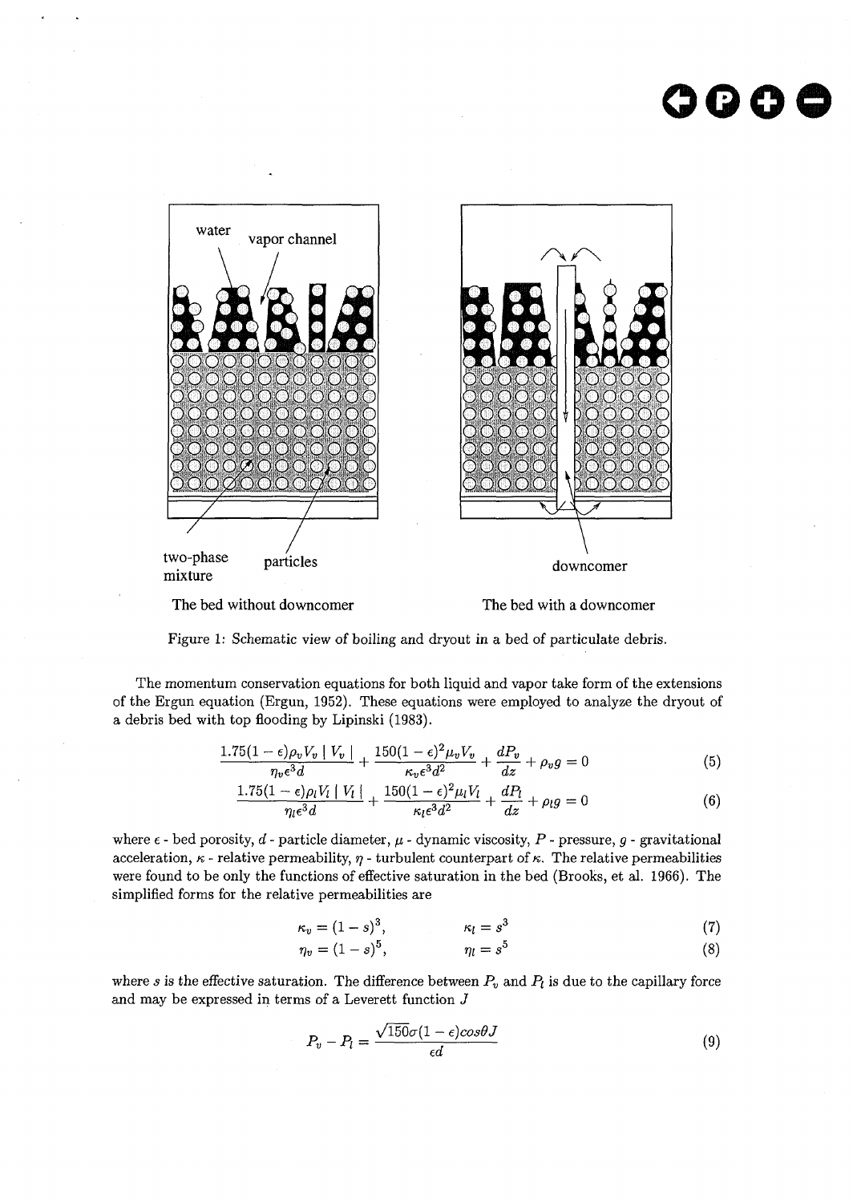Figure 1: Schematic view of boiling and dryout in a bed of particulate debris.

The momentum conservation equations for both liquid and vapor take form of the extensions of the Ergun equation (Ergun, 1952). These equations were employed to analyze the dryout of a debris bed with top flooding by Lipinski (1983).

$$\frac{1.75(1-\epsilon)\rho_v V_v \mid V_v \mid}{\eta_v \epsilon^3 d} + \frac{150(1-\epsilon)^2 \mu_v V_v}{\kappa_v \epsilon^3 d^2} + \frac{dP_v}{dz} + \rho_v g = 0 \tag{5}$$

$$\frac{1.75(1-\epsilon)\rho_l V_l \mid V_l \mid}{\eta_l \epsilon^3 d} + \frac{150(1-\epsilon)^2 \mu_l V_l}{\kappa_l \epsilon^3 d^2} + \frac{dP_l}{dz} + \rho_l g = 0 \tag{6}$$

where $\epsilon$ - bed porosity, $d$ - particle diameter, $\mu$ - dynamic viscosity, $P$ - pressure, $g$ - gravitational acceleration, $\kappa$ - relative permeability, $\eta$ - turbulent counterpart of $\kappa$. The relative permeabilities were found to be only the functions of effective saturation in the bed (Brooks, et al. 1966). The simplified forms for the relative permeabilities are

$$\kappa_v = (1-s)^3, \qquad \kappa_l = s^3 \tag{7}$$

$$\eta_v = (1-s)^5, \qquad \eta_l = s^5 \tag{8}$$

where $s$ is the effective saturation. The difference between $P_v$ and $P_l$ is due to the capillary force and may be expressed in terms of a Leverett function $J$

$$P_v - P_l = \frac{\sqrt{150}\sigma(1-\epsilon)cos\theta J}{\epsilon d} \tag{9}$$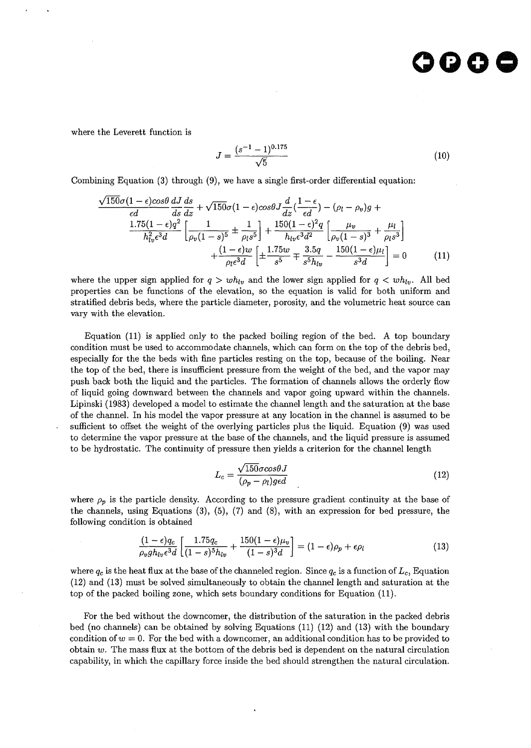where the Leverett function is

$$J = \frac{(s^{-1} - 1)^{0.175}}{\sqrt{5}} \tag{10}$$

Combining Equation (3) through (9), we have a single first-order differential equation:

$$\frac{\sqrt{150}\sigma(1-\epsilon)cos\theta}{\epsilon d}\frac{dJ}{ds}\frac{ds}{dz} + \sqrt{150}\sigma(1-\epsilon)cos\theta J\frac{d}{dz}(\frac{1-\epsilon}{\epsilon d}) - (\rho_l - \rho_v)g + \frac{1.75(1-\epsilon)q^2}{h_{lv}^2\epsilon^3 d}\left[\frac{1}{\rho_v(1-s)^5} \pm \frac{1}{\rho_l s^5}\right] + \frac{150(1-\epsilon)^2 q}{h_{lv}\epsilon^3 d^2}\left[\frac{\mu_v}{\rho_v(1-s)^3} + \frac{\mu_l}{\rho_l s^3}\right] + \frac{(1-\epsilon)w}{\rho_l\epsilon^3 d}\left[\pm\frac{1.75w}{s^5} \mp \frac{3.5q}{s^5 h_{lv}} - \frac{150(1-\epsilon)\mu_l}{s^3 d}\right] = 0 \tag{11}$$

where the upper sign applied for $q > wh_{lv}$ and the lower sign applied for $q < wh_{lv}$. All bed properties can be functions of the elevation, so the equation is valid for both uniform and stratified debris beds, where the particle diameter, porosity, and the volumetric heat source can vary with the elevation.

Equation (11) is applied only to the packed boiling region of the bed. A top boundary condition must be used to accommodate channels, which can form on the top of the debris bed, especially for the the beds with fine particles resting on the top, because of the boiling. Near the top of the bed, there is insufficient pressure from the weight of the bed, and the vapor may push back both the liquid and the particles. The formation of channels allows the orderly flow of liquid going downward between the channels and vapor going upward within the channels. Lipinski (1983) developed a model to estimate the channel length and the saturation at the base of the channel. In his model the vapor pressure at any location in the channel is assumed to be sufficient to offset the weight of the overlying particles plus the liquid. Equation (9) was used to determine the vapor pressure at the base of the channels, and the liquid pressure is assumed to be hydrostatic. The continuity of pressure then yields a criterion for the channel length

$$L_c = \frac{\sqrt{150}\sigma cos\theta J}{(\rho_p - \rho_l)g\epsilon d} \tag{12}$$

where $\rho_p$ is the particle density. According to the pressure gradient continuity at the base of the channels, using Equations (3), (5), (7) and (8), with an expression for bed pressure, the following condition is obtained

$$\frac{(1-\epsilon)q_c}{\rho_v g h_{lv}\epsilon^3 d}\left[\frac{1.75q_c}{(1-s)^5 h_{lv}} + \frac{150(1-\epsilon)\mu_v}{(1-s)^3 d}\right] = (1-\epsilon)\rho_p + \epsilon\rho_l \tag{13}$$

where $q_c$ is the heat flux at the base of the channeled region. Since $q_c$ is a function of $L_c$, Equation (12) and (13) must be solved simultaneously to obtain the channel length and saturation at the top of the packed boiling zone, which sets boundary conditions for Equation (11).

For the bed without the downcomer, the distribution of the saturation in the packed debris bed (no channels) can be obtained by solving Equations (11) (12) and (13) with the boundary condition of $w = 0$. For the bed with a downcomer, an additional condition has to be provided to obtain $w$. The mass flux at the bottom of the debris bed is dependent on the natural circulation capability, in which the capillary force inside the bed should strengthen the natural circulation.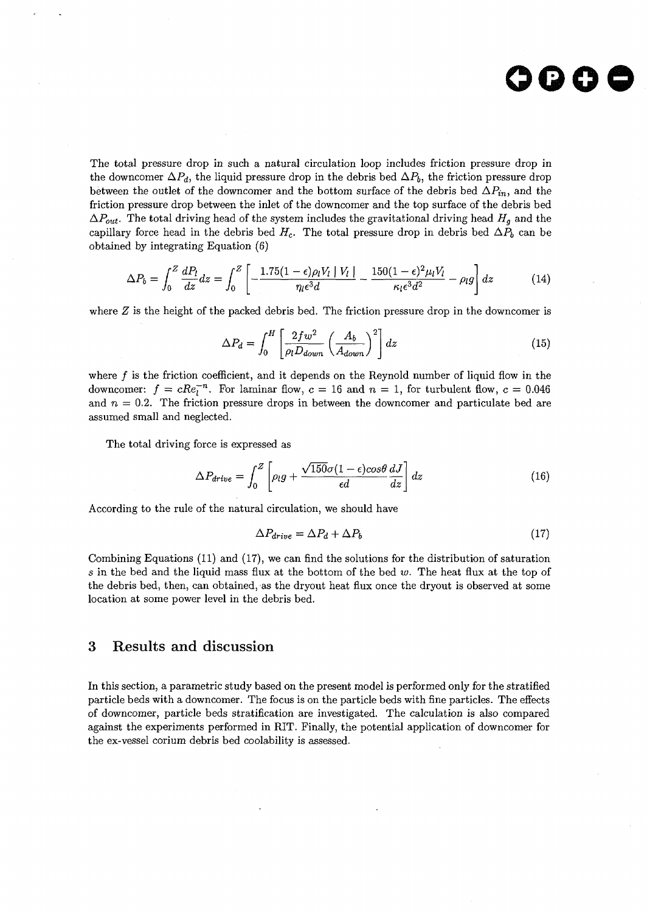The total pressure drop in such a natural circulation loop includes friction pressure drop in the downcomer $\Delta P_d$, the liquid pressure drop in the debris bed $\Delta P_b$, the friction pressure drop between the outlet of the downcomer and the bottom surface of the debris bed $\Delta P_{in}$, and the friction pressure drop between the inlet of the downcomer and the top surface of the debris bed $\Delta P_{out}$. The total driving head of the system includes the gravitational driving head $H_g$ and the capillary force head in the debris bed $H_c$. The total pressure drop in debris bed $\Delta P_b$ can be obtained by integrating Equation (6)

$$\Delta P_b = \int_0^Z \frac{dP_l}{dz} dz = \int_0^Z \left[ -\frac{1.75(1-\epsilon)\rho_l V_l \mid V_l \mid}{\eta_l \epsilon^3 d} - \frac{150(1-\epsilon)^2 \mu_l V_l}{\kappa_l \epsilon^3 d^2} - \rho_l g \right] dz \tag{14}$$

where $Z$ is the height of the packed debris bed. The friction pressure drop in the downcomer is

$$\Delta P_d = \int_0^H \left[ \frac{2fw^2}{\rho_l D_{down}} \left( \frac{A_b}{A_{down}} \right)^2 \right] dz \tag{15}$$

where $f$ is the friction coefficient, and it depends on the Reynold number of liquid flow in the downcomer: $f = cRe_l^{-n}$. For laminar flow, $c = 16$ and $n = 1$, for turbulent flow, $c = 0.046$ and $n = 0.2$. The friction pressure drops in between the downcomer and particulate bed are assumed small and neglected.

The total driving force is expressed as

$$\Delta P_{drive} = \int_0^Z \left[ \rho_l g + \frac{\sqrt{150}\sigma(1-\epsilon)cos\theta}{\epsilon d} \frac{dJ}{dz} \right] dz \tag{16}$$

According to the rule of the natural circulation, we should have

$$\Delta P_{drive} = \Delta P_d + \Delta P_b \tag{17}$$

Combining Equations (11) and (17), we can find the solutions for the distribution of saturation $s$ in the bed and the liquid mass flux at the bottom of the bed $w$. The heat flux at the top of the debris bed, then, can obtained, as the dryout heat flux once the dryout is observed at some location at some power level in the debris bed.

## 3 Results and discussion

In this section, a parametric study based on the present model is performed only for the stratified particle beds with a downcomer. The focus is on the particle beds with fine particles. The effects of downcomer, particle beds stratification are investigated. The calculation is also compared against the experiments performed in RIT. Finally, the potential application of downcomer for the ex-vessel corium debris bed coolability is assessed.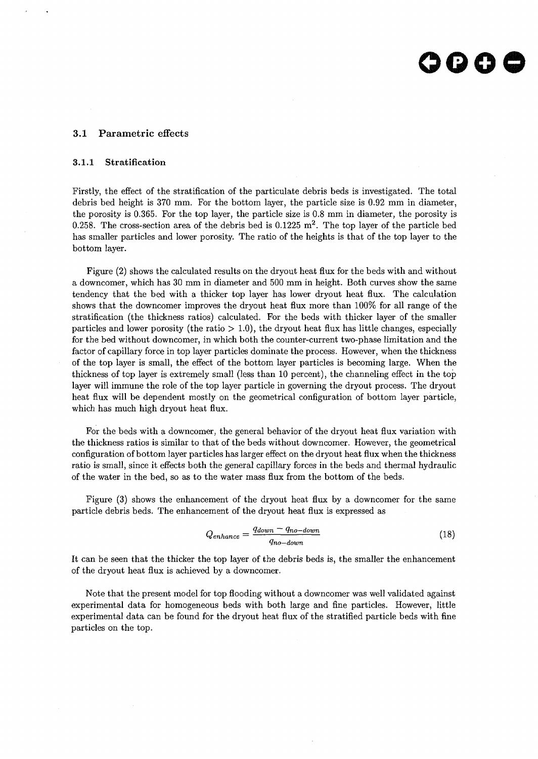## 3.1 Parametric effects

### 3.1.1 Stratification

Firstly, the effect of the stratification of the particulate debris beds is investigated. The total debris bed height is 370 mm. For the bottom layer, the particle size is 0.92 mm in diameter, the porosity is 0.365. For the top layer, the particle size is 0.8 mm in diameter, the porosity is 0.258. The cross-section area of the debris bed is 0.1225 $m^2$. The top layer of the particle bed has smaller particles and lower porosity. The ratio of the heights is that of the top layer to the bottom layer.

Figure (2) shows the calculated results on the dryout heat flux for the beds with and without a downcomer, which has 30 mm in diameter and 500 mm in height. Both curves show the same tendency that the bed with a thicker top layer has lower dryout heat flux. The calculation shows that the downcomer improves the dryout heat flux more than 100% for all range of the stratification (the thickness ratios) calculated. For the beds with thicker layer of the smaller particles and lower porosity (the ratio $> 1.0$), the dryout heat flux has little changes, especially for the bed without downcomer, in which both the counter-current two-phase limitation and the factor of capillary force in top layer particles dominate the process. However, when the thickness of the top layer is small, the effect of the bottom layer particles is becoming large. When the thickness of top layer is extremely small (less than 10 percent), the channeling effect in the top layer will immune the role of the top layer particle in governing the dryout process. The dryout heat flux will be dependent mostly on the geometrical configuration of bottom layer particle, which has much high dryout heat flux.

For the beds with a downcomer, the general behavior of the dryout heat flux variation with the thickness ratios is similar to that of the beds without downcomer. However, the geometrical configuration of bottom layer particles has larger effect on the dryout heat flux when the thickness ratio is small, since it effects both the general capillary forces in the beds and thermal hydraulic of the water in the bed, so as to the water mass flux from the bottom of the beds.

Figure (3) shows the enhancement of the dryout heat flux by a downcomer for the same particle debris beds. The enhancement of the dryout heat flux is expressed as

$$Q_{enhance} = \frac{q_{down} - q_{no-down}}{q_{no-down}} \tag{18}$$

It can be seen that the thicker the top layer of the debris beds is, the smaller the enhancement of the dryout heat flux is achieved by a downcomer.

Note that the present model for top flooding without a downcomer was well validated against experimental data for homogeneous beds with both large and fine particles. However, little experimental data can be found for the dryout heat flux of the stratified particle beds with fine particles on the top.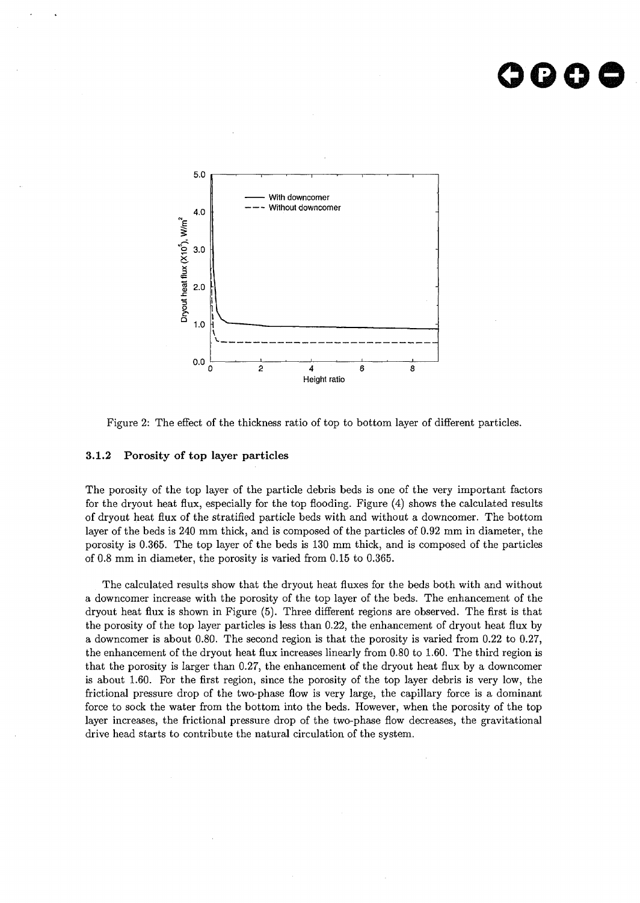Figure 2: The effect of the thickness ratio of top to bottom layer of different particles.

### 3.1.2 Porosity of top layer particles

The porosity of the top layer of the particle debris beds is one of the very important factors for the dryout heat flux, especially for the top flooding. Figure (4) shows the calculated results of dryout heat flux of the stratified particle beds with and without a downcomer. The bottom layer of the beds is 240 mm thick, and is composed of the particles of 0.92 mm in diameter, the porosity is 0.365. The top layer of the beds is 130 mm thick, and is composed of the particles of 0.8 mm in diameter, the porosity is varied from 0.15 to 0.365.

The calculated results show that the dryout heat fluxes for the beds both with and without a downcomer increase with the porosity of the top layer of the beds. The enhancement of the dryout heat flux is shown in Figure (5). Three different regions are observed. The first is that the porosity of the top layer particles is less than 0.22, the enhancement of dryout heat flux by a downcomer is about 0.80. The second region is that the porosity is varied from 0.22 to 0.27, the enhancement of the dryout heat flux increases linearly from 0.80 to 1.60. The third region is that the porosity is larger than 0.27, the enhancement of the dryout heat flux by a downcomer is about 1.60. For the first region, since the porosity of the top layer debris is very low, the frictional pressure drop of the two-phase flow is very large, the capillary force is a dominant force to sock the water from the bottom into the beds. However, when the porosity of the top layer increases, the frictional pressure drop of the two-phase flow decreases, the gravitational drive head starts to contribute the natural circulation of the system.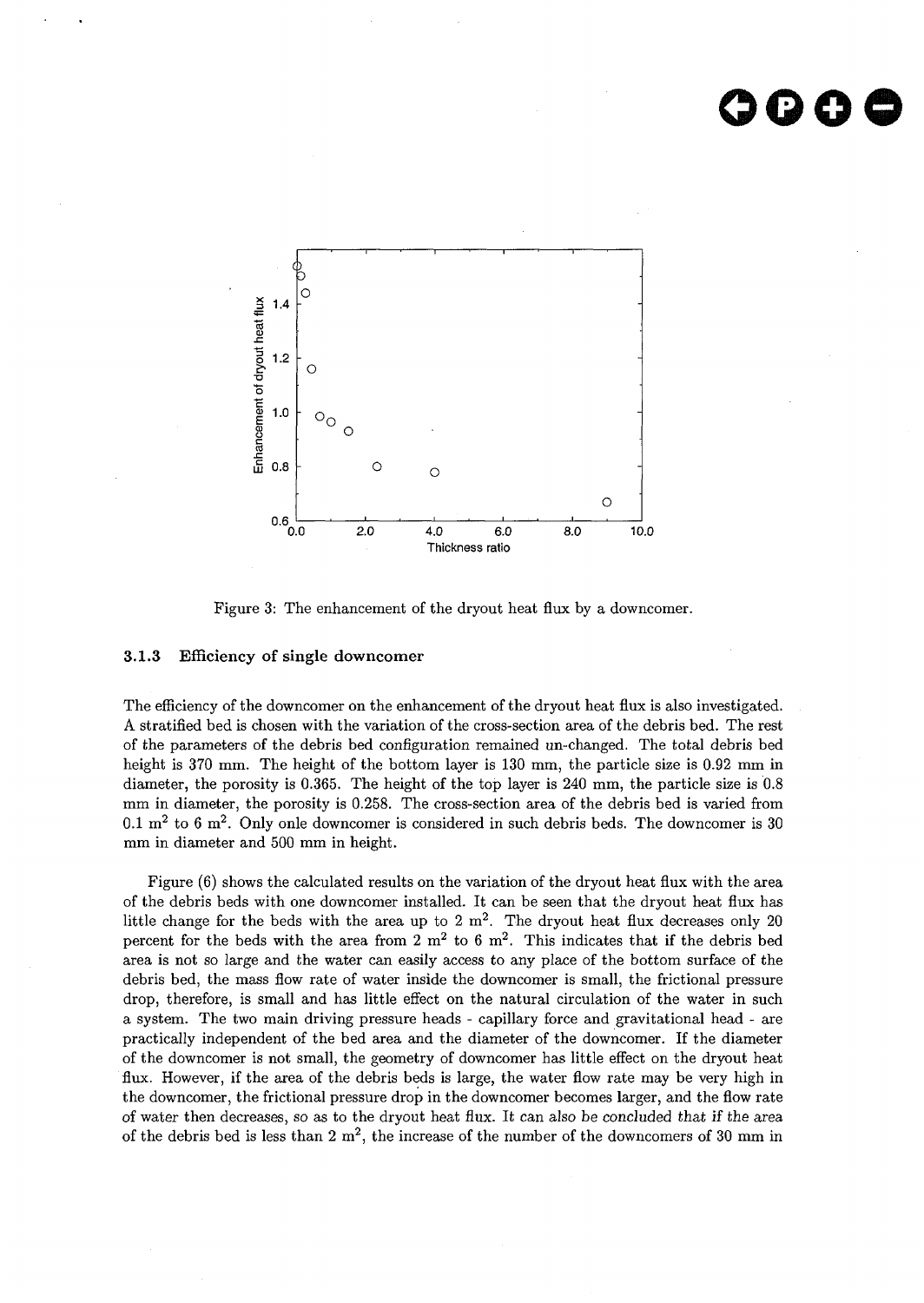Figure 3: The enhancement of the dryout heat flux by a downcomer.

### 3.1.3 Efficiency of single downcomer

The efficiency of the downcomer on the enhancement of the dryout heat flux is also investigated. A stratified bed is chosen with the variation of the cross-section area of the debris bed. The rest of the parameters of the debris bed configuration remained un-changed. The total debris bed height is 370 mm. The height of the bottom layer is 130 mm, the particle size is 0.92 mm in diameter, the porosity is 0.365. The height of the top layer is 240 mm, the particle size is 0.8 mm in diameter, the porosity is 0.258. The cross-section area of the debris bed is varied from 0.1 $m^2$ to 6 $m^2$. Only onle downcomer is considered in such debris beds. The downcomer is 30 mm in diameter and 500 mm in height.

Figure (6) shows the calculated results on the variation of the dryout heat flux with the area of the debris beds with one downcomer installed. It can be seen that the dryout heat flux has little change for the beds with the area up to 2 $m^2$. The dryout heat flux decreases only 20 percent for the beds with the area from 2 $m^2$ to 6 $m^2$. This indicates that if the debris bed area is not so large and the water can easily access to any place of the bottom surface of the debris bed, the mass flow rate of water inside the downcomer is small, the frictional pressure drop, therefore, is small and has little effect on the natural circulation of the water in such a system. The two main driving pressure heads - capillary force and gravitational head - are practically independent of the bed area and the diameter of the downcomer. If the diameter of the downcomer is not small, the geometry of downcomer has little effect on the dryout heat flux. However, if the area of the debris beds is large, the water flow rate may be very high in the downcomer, the frictional pressure drop in the downcomer becomes larger, and the flow rate of water then decreases, so as to the dryout heat flux. It can also be concluded that if the area of the debris bed is less than 2 $m^2$, the increase of the number of the downcomers of 30 mm in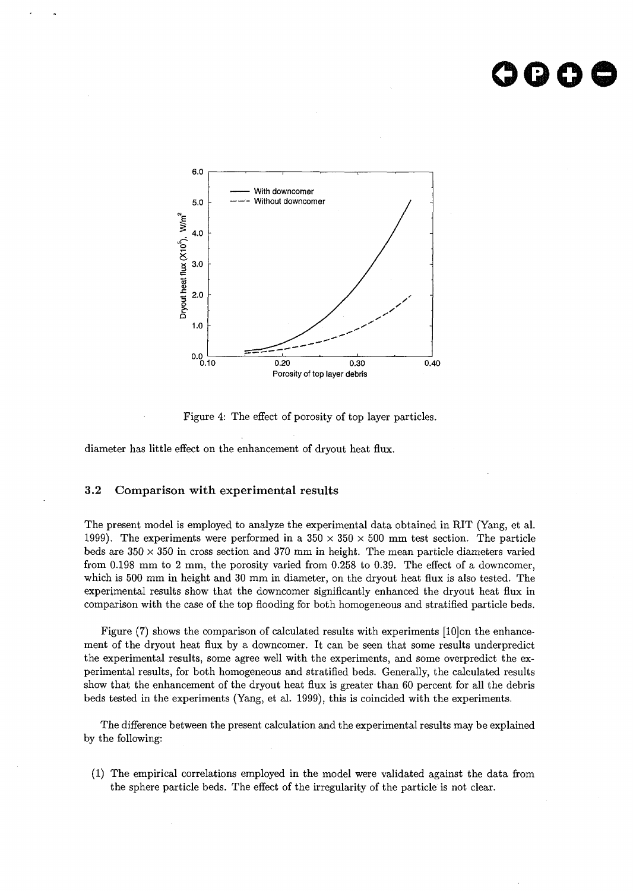Figure 4: The effect of porosity of top layer particles.

diameter has little effect on the enhancement of dryout heat flux.

## 3.2 Comparison with experimental results

The present model is employed to analyze the experimental data obtained in RIT (Yang, et al. 1999). The experiments were performed in a 350 × 350 × 500 mm test section. The particle beds are 350 × 350 in cross section and 370 mm in height. The mean particle diameters varied from 0.198 mm to 2 mm, the porosity varied from 0.258 to 0.39. The effect of a downcomer, which is 500 mm in height and 30 mm in diameter, on the dryout heat flux is also tested. The experimental results show that the downcomer significantly enhanced the dryout heat flux in comparison with the case of the top flooding for both homogeneous and stratified particle beds.

Figure (7) shows the comparison of calculated results with experiments [10]on the enhancement of the dryout heat flux by a downcomer. It can be seen that some results underpredict the experimental results, some agree well with the experiments, and some overpredict the experimental results, for both homogeneous and stratified beds. Generally, the calculated results show that the enhancement of the dryout heat flux is greater than 60 percent for all the debris beds tested in the experiments (Yang, et al. 1999), this is coincided with the experiments.

The difference between the present calculation and the experimental results may be explained by the following:

(1) The empirical correlations employed in the model were validated against the data from the sphere particle beds. The effect of the irregularity of the particle is not clear.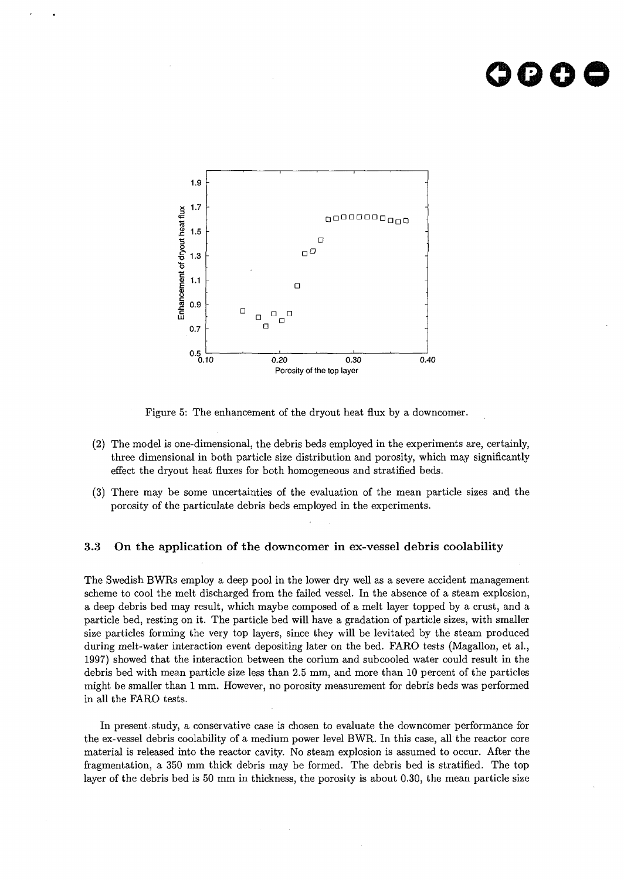Figure 5: The enhancement of the dryout heat flux by a downcomer.

(2) The model is one-dimensional, the debris beds employed in the experiments are, certainly, three dimensional in both particle size distribution and porosity, which may significantly effect the dryout heat fluxes for both homogeneous and stratified beds.

(3) There may be some uncertainties of the evaluation of the mean particle sizes and the porosity of the particulate debris beds employed in the experiments.

### 3.3 On the application of the downcomer in ex-vessel debris coolability

The Swedish BWRs employ a deep pool in the lower dry well as a severe accident management scheme to cool the melt discharged from the failed vessel. In the absence of a steam explosion, a deep debris bed may result, which maybe composed of a melt layer topped by a crust, and a particle bed, resting on it. The particle bed will have a gradation of particle sizes, with smaller size particles forming the very top layers, since they will be levitated by the steam produced during melt-water interaction event depositing later on the bed. FARO tests (Magallon, et al., 1997) showed that the interaction between the corium and subcooled water could result in the debris bed with mean particle size less than 2.5 mm, and more than 10 percent of the particles might be smaller than 1 mm. However, no porosity measurement for debris beds was performed in all the FARO tests.

In present study, a conservative case is chosen to evaluate the downcomer performance for the ex-vessel debris coolability of a medium power level BWR. In this case, all the reactor core material is released into the reactor cavity. No steam explosion is assumed to occur. After the fragmentation, a 350 mm thick debris may be formed. The debris bed is stratified. The top layer of the debris bed is 50 mm in thickness, the porosity is about 0.30, the mean particle size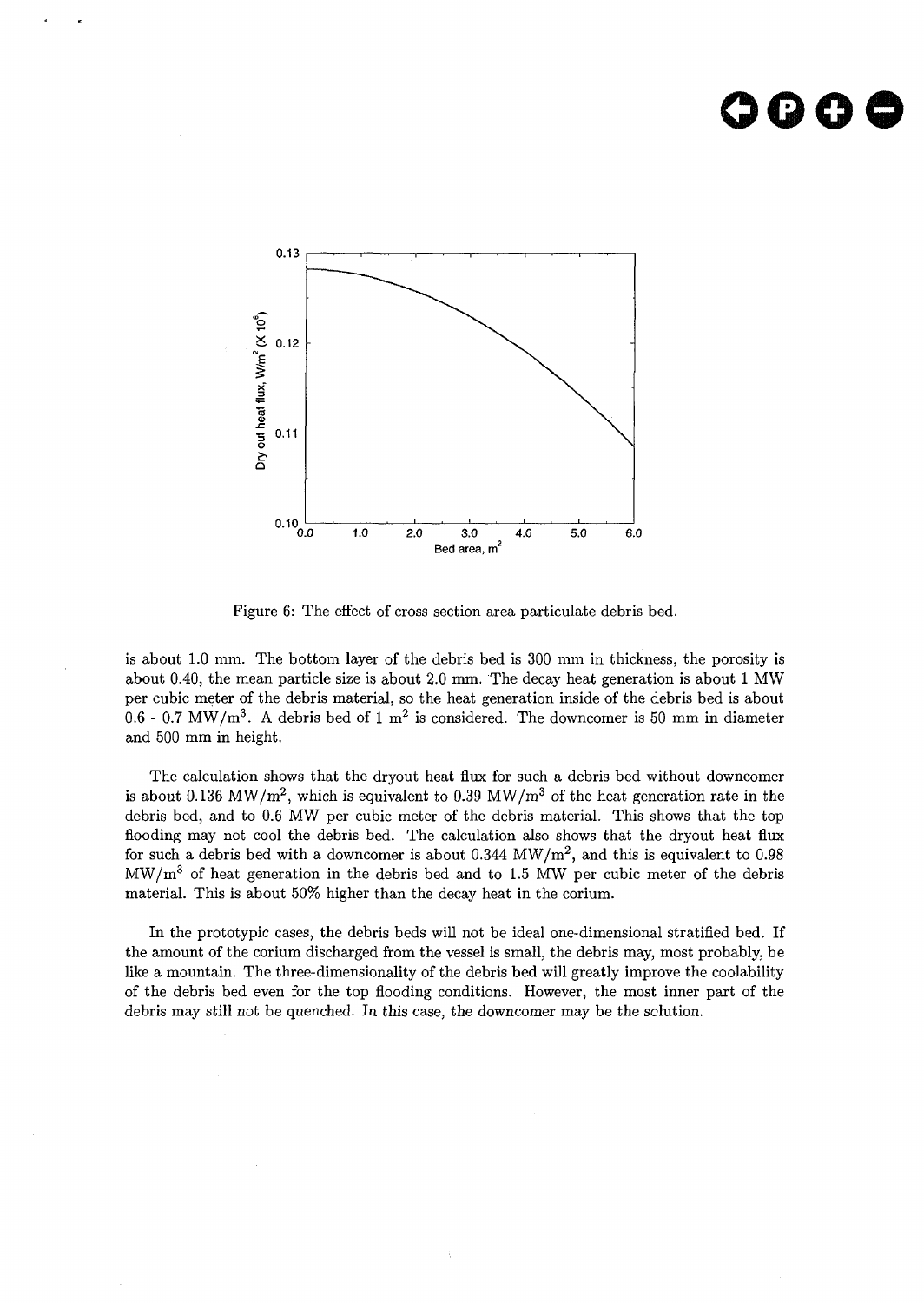Figure 6: The effect of cross section area particulate debris bed.

is about 1.0 mm. The bottom layer of the debris bed is 300 mm in thickness, the porosity is about 0.40, the mean particle size is about 2.0 mm. The decay heat generation is about 1 MW per cubic meter of the debris material, so the heat generation inside of the debris bed is about 0.6 - 0.7 $MW/m^3$. A debris bed of 1 $m^2$ is considered. The downcomer is 50 mm in diameter and 500 mm in height.

The calculation shows that the dryout heat flux for such a debris bed without downcomer is about 0.136 $MW/m^2$, which is equivalent to 0.39 $MW/m^3$ of the heat generation rate in the debris bed, and to 0.6 MW per cubic meter of the debris material. This shows that the top flooding may not cool the debris bed. The calculation also shows that the dryout heat flux for such a debris bed with a downcomer is about 0.344 $MW/m^2$, and this is equivalent to 0.98 $MW/m^3$ of heat generation in the debris bed and to 1.5 MW per cubic meter of the debris material. This is about 50% higher than the decay heat in the corium.

In the prototypic cases, the debris beds will not be ideal one-dimensional stratified bed. If the amount of the corium discharged from the vessel is small, the debris may, most probably, be like a mountain. The three-dimensionality of the debris bed will greatly improve the coolability of the debris bed even for the top flooding conditions. However, the most inner part of the debris may still not be quenched. In this case, the downcomer may be the solution.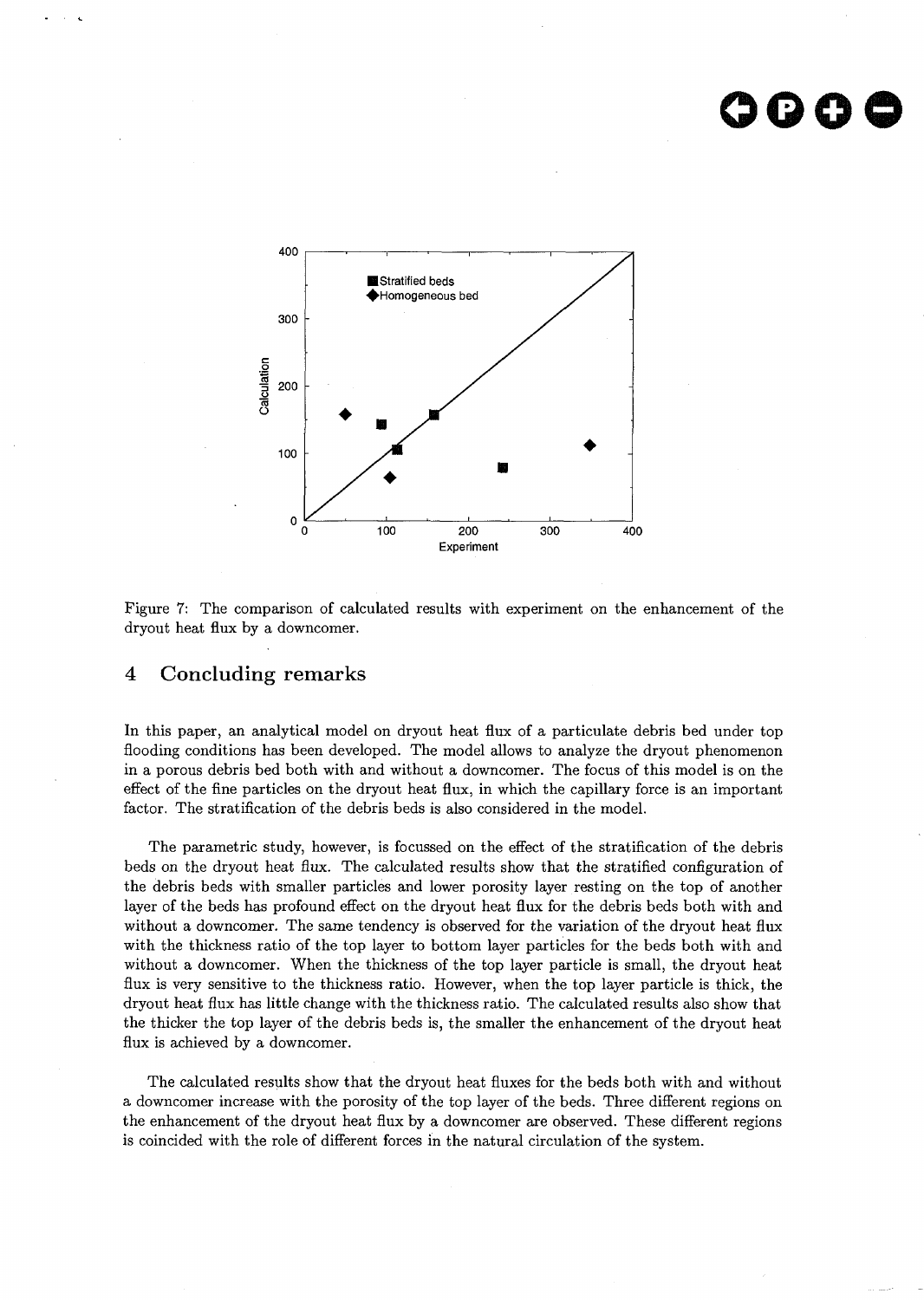Figure 7: The comparison of calculated results with experiment on the enhancement of the dryout heat flux by a downcomer.

## 4 Concluding remarks

In this paper, an analytical model on dryout heat flux of a particulate debris bed under top flooding conditions has been developed. The model allows to analyze the dryout phenomenon in a porous debris bed both with and without a downcomer. The focus of this model is on the effect of the fine particles on the dryout heat flux, in which the capillary force is an important factor. The stratification of the debris beds is also considered in the model.

The parametric study, however, is focussed on the effect of the stratification of the debris beds on the dryout heat flux. The calculated results show that the stratified configuration of the debris beds with smaller particles and lower porosity layer resting on the top of another layer of the beds has profound effect on the dryout heat flux for the debris beds both with and without a downcomer. The same tendency is observed for the variation of the dryout heat flux with the thickness ratio of the top layer to bottom layer particles for the beds both with and without a downcomer. When the thickness of the top layer particle is small, the dryout heat flux is very sensitive to the thickness ratio. However, when the top layer particle is thick, the dryout heat flux has little change with the thickness ratio. The calculated results also show that the thicker the top layer of the debris beds is, the smaller the enhancement of the dryout heat flux is achieved by a downcomer.

The calculated results show that the dryout heat fluxes for the beds both with and without a downcomer increase with the porosity of the top layer of the beds. Three different regions on the enhancement of the dryout heat flux by a downcomer are observed. These different regions is coincided with the role of different forces in the natural circulation of the system.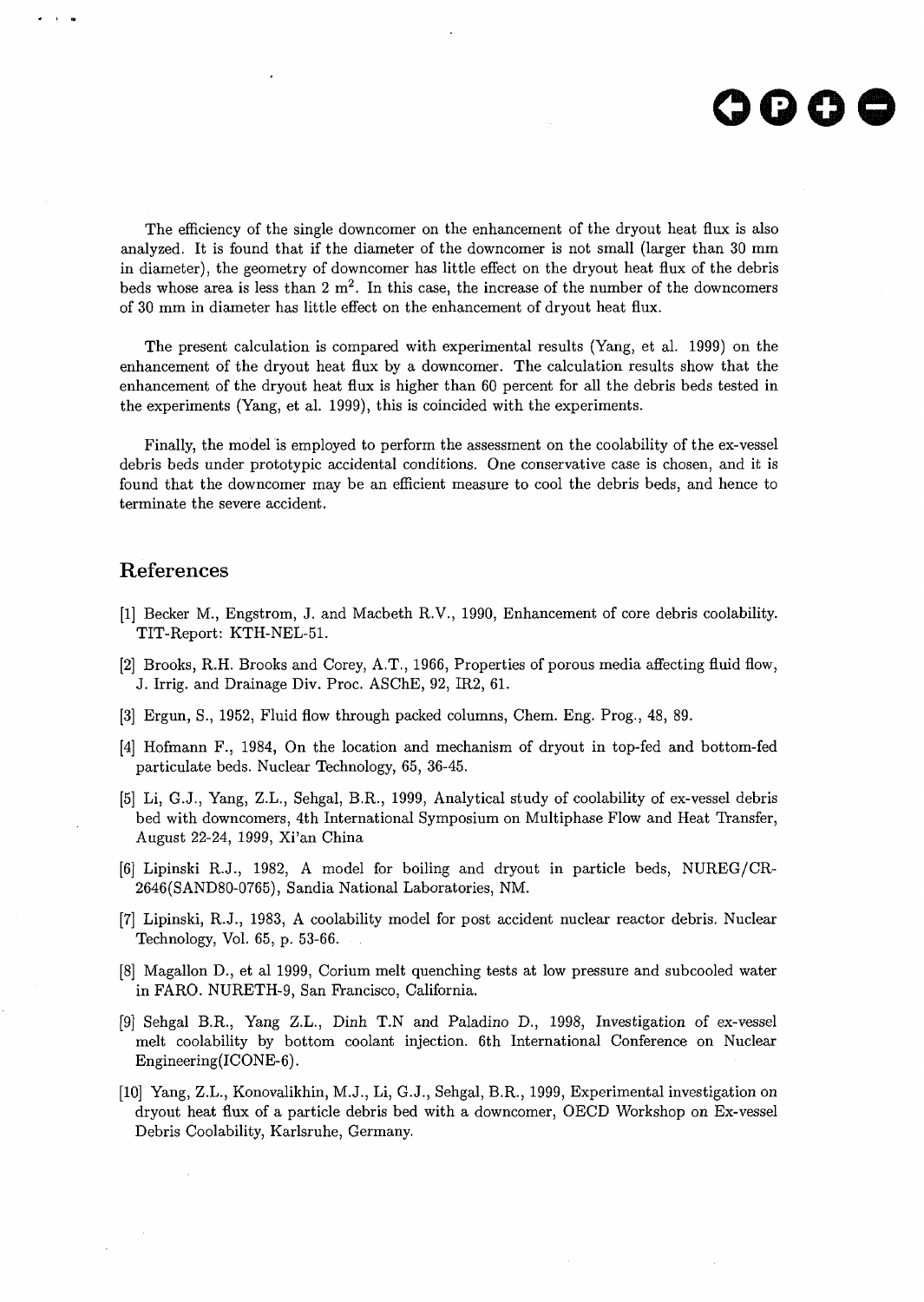The efficiency of the single downcomer on the enhancement of the dryout heat flux is also analyzed. It is found that if the diameter of the downcomer is not small (larger than 30 mm in diameter), the geometry of downcomer has little effect on the dryout heat flux of the debris beds whose area is less than 2 $m^2$. In this case, the increase of the number of the downcomers of 30 mm in diameter has little effect on the enhancement of dryout heat flux.

The present calculation is compared with experimental results (Yang, et al. 1999) on the enhancement of the dryout heat flux by a downcomer. The calculation results show that the enhancement of the dryout heat flux is higher than 60 percent for all the debris beds tested in the experiments (Yang, et al. 1999), this is coincided with the experiments.

Finally, the model is employed to perform the assessment on the coolability of the ex-vessel debris beds under prototypic accidental conditions. One conservative case is chosen, and it is found that the downcomer may be an efficient measure to cool the debris beds, and hence to terminate the severe accident.

## References

[1] Becker M., Engstrom, J. and Macbeth R.V., 1990, Enhancement of core debris coolability. TIT-Report: KTH-NEL-51.

[2] Brooks, R.H. Brooks and Corey, A.T., 1966, Properties of porous media affecting fluid flow, J. Irrig. and Drainage Div. Proc. ASChE, 92, IR2, 61.

[3] Ergun, S., 1952, Fluid flow through packed columns, Chem. Eng. Prog., 48, 89.

[4] Hofmann F., 1984, On the location and mechanism of dryout in top-fed and bottom-fed particulate beds. Nuclear Technology, 65, 36-45.

[5] Li, G.J., Yang, Z.L., Sehgal, B.R., 1999, Analytical study of coolability of ex-vessel debris bed with downcomers, 4th International Symposium on Multiphase Flow and Heat Transfer, August 22-24, 1999, Xi'an China

[6] Lipinski R.J., 1982, A model for boiling and dryout in particle beds, NUREG/CR-2646(SAND80-0765), Sandia National Laboratories, NM.

[7] Lipinski, R.J., 1983, A coolability model for post accident nuclear reactor debris. Nuclear Technology, Vol. 65, p. 53-66.

[8] Magallon D., et al 1999, Corium melt quenching tests at low pressure and subcooled water in FARO. NURETH-9, San Francisco, California.

[9] Sehgal B.R., Yang Z.L., Dinh T.N and Paladino D., 1998, Investigation of ex-vessel melt coolability by bottom coolant injection. 6th International Conference on Nuclear Engineering(ICONE-6).

[10] Yang, Z.L., Konovalikhin, M.J., Li, G.J., Sehgal, B.R., 1999, Experimental investigation on dryout heat flux of a particle debris bed with a downcomer, OECD Workshop on Ex-vessel Debris Coolability, Karlsruhe, Germany.